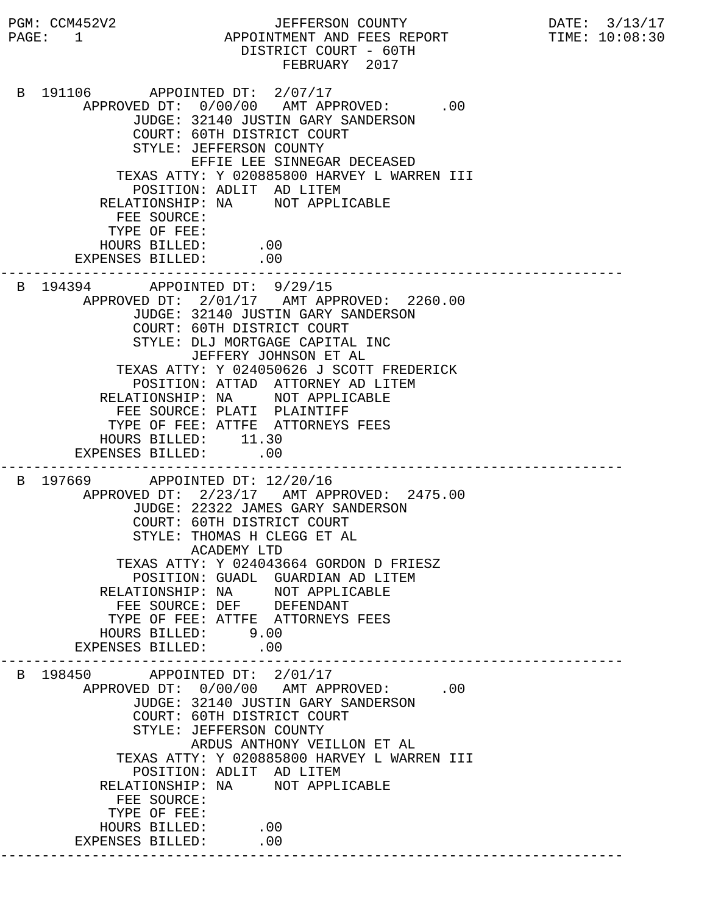PGM: CCM452V2

JEFFERSON COUNTY
APPOINTMENT AND FEES REPORT
DISTRICT COURT - 60TH
FEBRUARY 2017

DATE: 3/13/17
TIME: 10:08:30

```
B 191106       APPOINTED DT:  2/07/17
       APPROVED DT:  0/00/00   AMT APPROVED:       .00
             JUDGE: 32140 JUSTIN GARY SANDERSON
             COURT: 60TH DISTRICT COURT
             STYLE: JEFFERSON COUNTY
                    EFFIE LEE SINNEGAR DECEASED
           TEXAS ATTY: Y 020885800 HARVEY L WARREN III
             POSITION: ADLIT  AD LITEM
         RELATIONSHIP: NA     NOT APPLICABLE
           FEE SOURCE:
          TYPE OF FEE:
         HOURS BILLED:       .00
      EXPENSES BILLED:       .00
---------------------------------------------------------------------------
B 194394       APPOINTED DT:  9/29/15
       APPROVED DT:  2/01/17   AMT APPROVED:  2260.00
             JUDGE: 32140 JUSTIN GARY SANDERSON
             COURT: 60TH DISTRICT COURT
             STYLE: DLJ MORTGAGE CAPITAL INC
                    JEFFERY JOHNSON ET AL
           TEXAS ATTY: Y 024050626 J SCOTT FREDERICK
             POSITION: ATTAD  ATTORNEY AD LITEM
         RELATIONSHIP: NA     NOT APPLICABLE
           FEE SOURCE: PLATI  PLAINTIFF
          TYPE OF FEE: ATTFE  ATTORNEYS FEES
         HOURS BILLED:     11.30
      EXPENSES BILLED:       .00
---------------------------------------------------------------------------
B 197669       APPOINTED DT: 12/20/16
       APPROVED DT:  2/23/17   AMT APPROVED:  2475.00
             JUDGE: 22322 JAMES GARY SANDERSON
             COURT: 60TH DISTRICT COURT
             STYLE: THOMAS H CLEGG ET AL
                    ACADEMY LTD
           TEXAS ATTY: Y 024043664 GORDON D FRIESZ
             POSITION: GUADL  GUARDIAN AD LITEM
         RELATIONSHIP: NA     NOT APPLICABLE
           FEE SOURCE: DEF    DEFENDANT
          TYPE OF FEE: ATTFE  ATTORNEYS FEES
         HOURS BILLED:      9.00
      EXPENSES BILLED:       .00
---------------------------------------------------------------------------
B 198450       APPOINTED DT:  2/01/17
       APPROVED DT:  0/00/00   AMT APPROVED:       .00
             JUDGE: 32140 JUSTIN GARY SANDERSON
             COURT: 60TH DISTRICT COURT
             STYLE: JEFFERSON COUNTY
                    ARDUS ANTHONY VEILLON ET AL
           TEXAS ATTY: Y 020885800 HARVEY L WARREN III
             POSITION: ADLIT  AD LITEM
         RELATIONSHIP: NA     NOT APPLICABLE
           FEE SOURCE:
          TYPE OF FEE:
         HOURS BILLED:       .00
      EXPENSES BILLED:       .00
---------------------------------------------------------------------------
```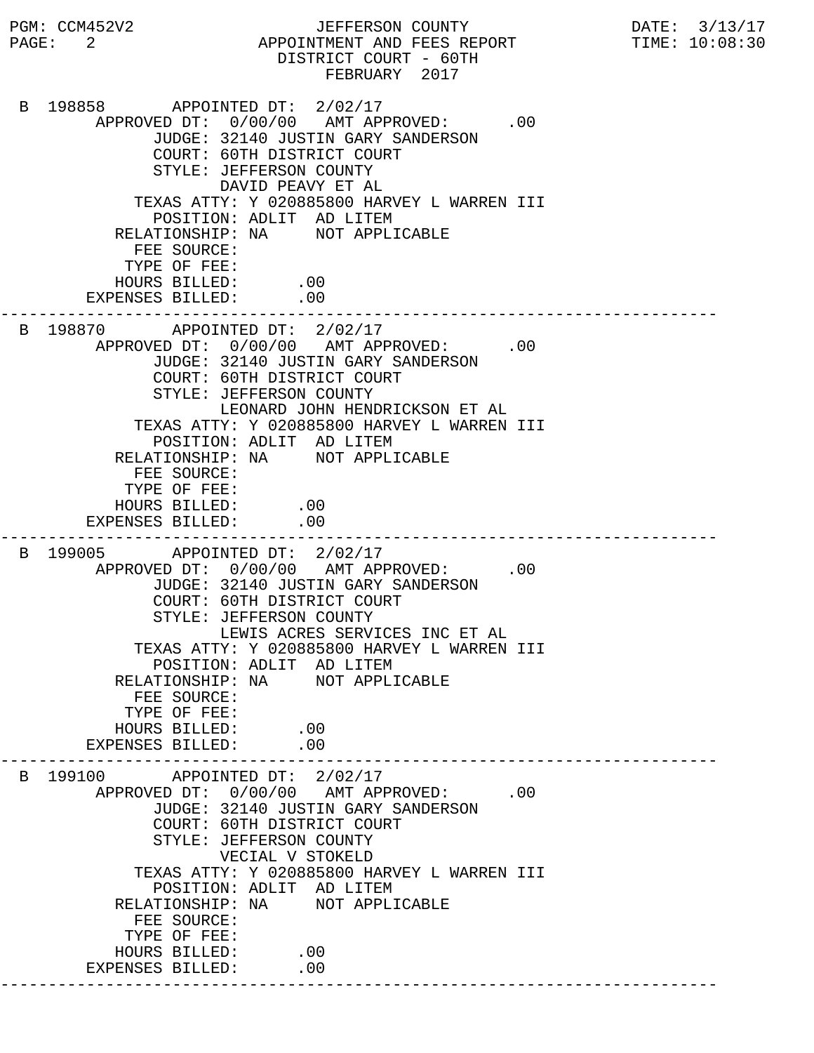JEFFERSON COUNTY
APPOINTMENT AND FEES REPORT
DISTRICT COURT - 60TH
FEBRUARY 2017

PGM: CCM452V2 DATE: 3/13/17
PAGE: 2 TIME: 10:08:30

```
B 198858       APPOINTED DT:  2/02/17
       APPROVED DT:  0/00/00   AMT APPROVED:      .00
              JUDGE: 32140 JUSTIN GARY SANDERSON
              COURT: 60TH DISTRICT COURT
              STYLE: JEFFERSON COUNTY
                     DAVID PEAVY ET AL
         TEXAS ATTY: Y 020885800 HARVEY L WARREN III
           POSITION: ADLIT  AD LITEM
       RELATIONSHIP: NA     NOT APPLICABLE
         FEE SOURCE:
        TYPE OF FEE:
       HOURS BILLED:      .00
    EXPENSES BILLED:      .00
-----------------------------------------------------------------------------
B 198870       APPOINTED DT:  2/02/17
       APPROVED DT:  0/00/00   AMT APPROVED:      .00
              JUDGE: 32140 JUSTIN GARY SANDERSON
              COURT: 60TH DISTRICT COURT
              STYLE: JEFFERSON COUNTY
                     LEONARD JOHN HENDRICKSON ET AL
         TEXAS ATTY: Y 020885800 HARVEY L WARREN III
           POSITION: ADLIT  AD LITEM
       RELATIONSHIP: NA     NOT APPLICABLE
         FEE SOURCE:
        TYPE OF FEE:
       HOURS BILLED:      .00
    EXPENSES BILLED:      .00
-----------------------------------------------------------------------------
B 199005       APPOINTED DT:  2/02/17
       APPROVED DT:  0/00/00   AMT APPROVED:      .00
              JUDGE: 32140 JUSTIN GARY SANDERSON
              COURT: 60TH DISTRICT COURT
              STYLE: JEFFERSON COUNTY
                     LEWIS ACRES SERVICES INC ET AL
         TEXAS ATTY: Y 020885800 HARVEY L WARREN III
           POSITION: ADLIT  AD LITEM
       RELATIONSHIP: NA     NOT APPLICABLE
         FEE SOURCE:
        TYPE OF FEE:
       HOURS BILLED:      .00
    EXPENSES BILLED:      .00
-----------------------------------------------------------------------------
B 199100       APPOINTED DT:  2/02/17
       APPROVED DT:  0/00/00   AMT APPROVED:      .00
              JUDGE: 32140 JUSTIN GARY SANDERSON
              COURT: 60TH DISTRICT COURT
              STYLE: JEFFERSON COUNTY
                     VECIAL V STOKELD
         TEXAS ATTY: Y 020885800 HARVEY L WARREN III
           POSITION: ADLIT  AD LITEM
       RELATIONSHIP: NA     NOT APPLICABLE
         FEE SOURCE:
        TYPE OF FEE:
       HOURS BILLED:      .00
    EXPENSES BILLED:      .00
-----------------------------------------------------------------------------
```